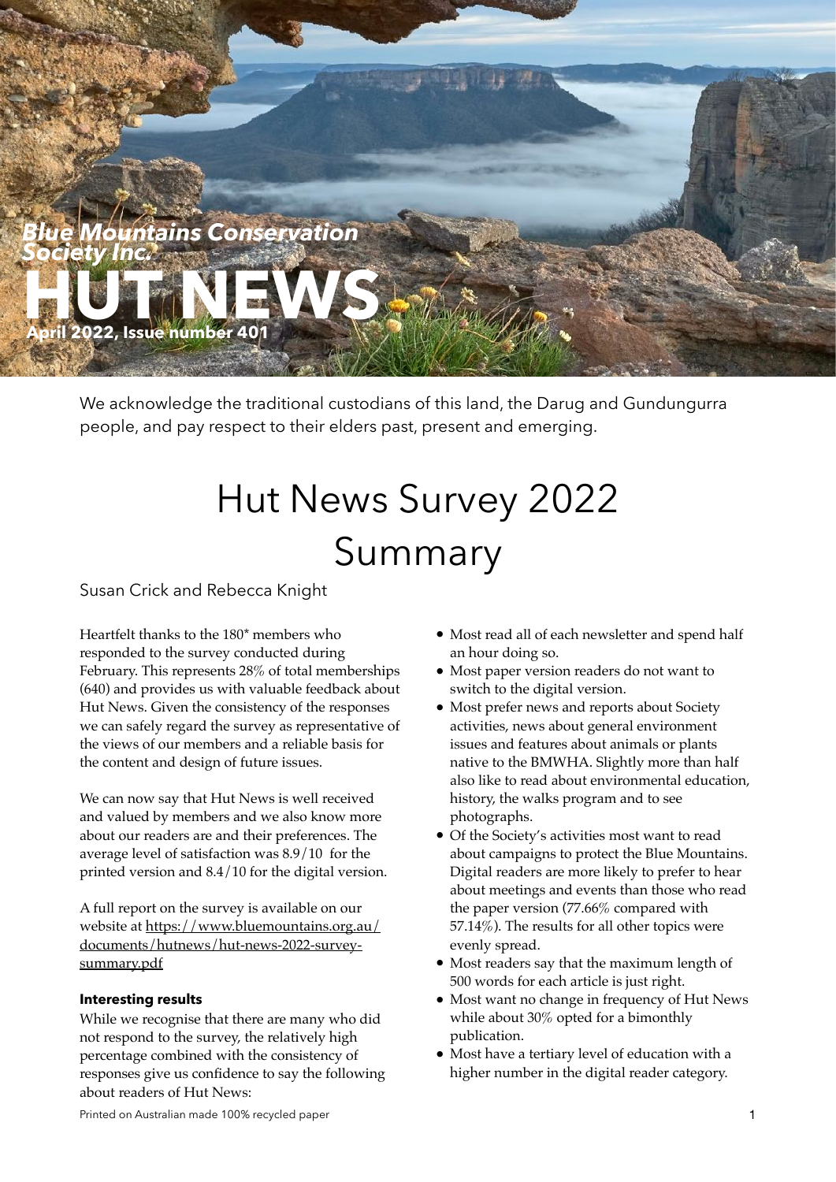*Blue Mountains Conservation Society Inc.*

# HUT NEWS

**April 2022, Issue number 401**

We acknowledge the traditional custodians of this land, the Darug and Gundungurra people, and pay respect to their elders past, present and emerging.

# Hut News Survey 2022 Summary

Susan Crick and Rebecca Knight

Heartfelt thanks to the 180* members who responded to the survey conducted during February. This represents 28% of total memberships (640) and provides us with valuable feedback about Hut News. Given the consistency of the responses we can safely regard the survey as representative of the views of our members and a reliable basis for the content and design of future issues.

We can now say that Hut News is well received and valued by members and we also know more about our readers are and their preferences. The average level of satisfaction was 8.9/10 for the printed version and 8.4/10 for the digital version.

A full report on the survey is available on our website at https://www.bluemountains.org.au/documents/hutnews/hut-news-2022-survey-summary.pdf

**Interesting results**

While we recognise that there are many who did not respond to the survey, the relatively high percentage combined with the consistency of responses give us confidence to say the following about readers of Hut News:

- Most read all of each newsletter and spend half an hour doing so.
- Most paper version readers do not want to switch to the digital version.
- Most prefer news and reports about Society activities, news about general environment issues and features about animals or plants native to the BMWHA. Slightly more than half also like to read about environmental education, history, the walks program and to see photographs.
- Of the Society's activities most want to read about campaigns to protect the Blue Mountains. Digital readers are more likely to prefer to hear about meetings and events than those who read the paper version (77.66% compared with 57.14%). The results for all other topics were evenly spread.
- Most readers say that the maximum length of 500 words for each article is just right.
- Most want no change in frequency of Hut News while about 30% opted for a bimonthly publication.
- Most have a tertiary level of education with a higher number in the digital reader category.

Printed on Australian made 100% recycled paper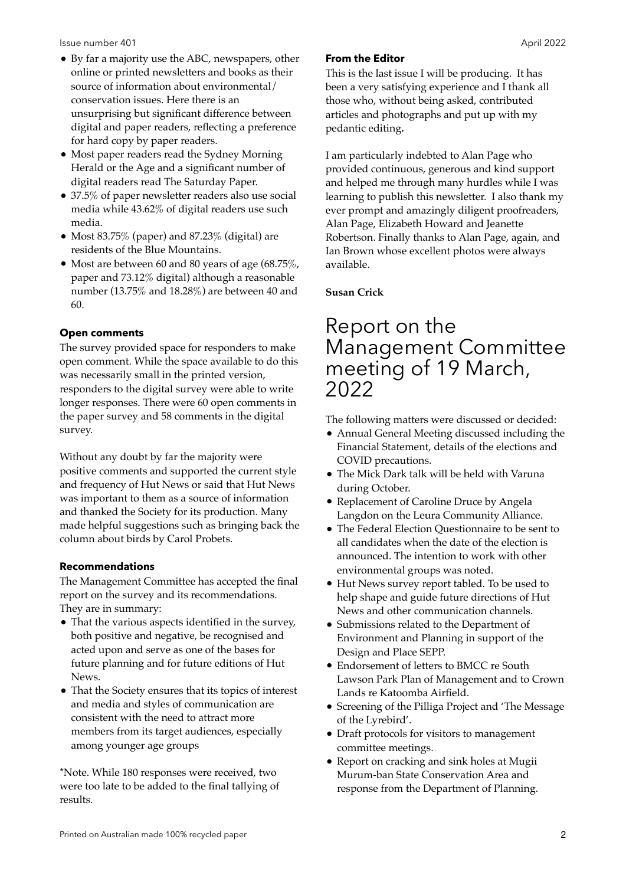- By far a majority use the ABC, newspapers, other online or printed newsletters and books as their source of information about environmental/ conservation issues. Here there is an unsurprising but significant difference between digital and paper readers, reflecting a preference for hard copy by paper readers.
- Most paper readers read the Sydney Morning Herald or the Age and a significant number of digital readers read The Saturday Paper.
- 37.5% of paper newsletter readers also use social media while 43.62% of digital readers use such media.
- Most 83.75% (paper) and 87.23% (digital) are residents of the Blue Mountains.
- Most are between 60 and 80 years of age (68.75%, paper and 73.12% digital) although a reasonable number (13.75% and 18.28%) are between 40 and 60.

### Open comments

The survey provided space for responders to make open comment. While the space available to do this was necessarily small in the printed version, responders to the digital survey were able to write longer responses. There were 60 open comments in the paper survey and 58 comments in the digital survey.

Without any doubt by far the majority were positive comments and supported the current style and frequency of Hut News or said that Hut News was important to them as a source of information and thanked the Society for its production. Many made helpful suggestions such as bringing back the column about birds by Carol Probets.

### Recommendations

The Management Committee has accepted the final report on the survey and its recommendations. They are in summary:

- That the various aspects identified in the survey, both positive and negative, be recognised and acted upon and serve as one of the bases for future planning and for future editions of Hut News.
- That the Society ensures that its topics of interest and media and styles of communication are consistent with the need to attract more members from its target audiences, especially among younger age groups

*Note. While 180 responses were received, two were too late to be added to the final tallying of results.

### From the Editor

This is the last issue I will be producing. It has been a very satisfying experience and I thank all those who, without being asked, contributed articles and photographs and put up with my pedantic editing**.**

I am particularly indebted to Alan Page who provided continuous, generous and kind support and helped me through many hurdles while I was learning to publish this newsletter. I also thank my ever prompt and amazingly diligent proofreaders, Alan Page, Elizabeth Howard and Jeanette Robertson. Finally thanks to Alan Page, again, and Ian Brown whose excellent photos were always available.

**Susan Crick**

# Report on the Management Committee meeting of 19 March, 2022

The following matters were discussed or decided:

- Annual General Meeting discussed including the Financial Statement, details of the elections and COVID precautions.
- The Mick Dark talk will be held with Varuna during October.
- Replacement of Caroline Druce by Angela Langdon on the Leura Community Alliance.
- The Federal Election Questionnaire to be sent to all candidates when the date of the election is announced. The intention to work with other environmental groups was noted.
- Hut News survey report tabled. To be used to help shape and guide future directions of Hut News and other communication channels.
- Submissions related to the Department of Environment and Planning in support of the Design and Place SEPP.
- Endorsement of letters to BMCC re South Lawson Park Plan of Management and to Crown Lands re Katoomba Airfield.
- Screening of the Pilliga Project and 'The Message of the Lyrebird'.
- Draft protocols for visitors to management committee meetings.
- Report on cracking and sink holes at Mugii Murum-ban State Conservation Area and response from the Department of Planning.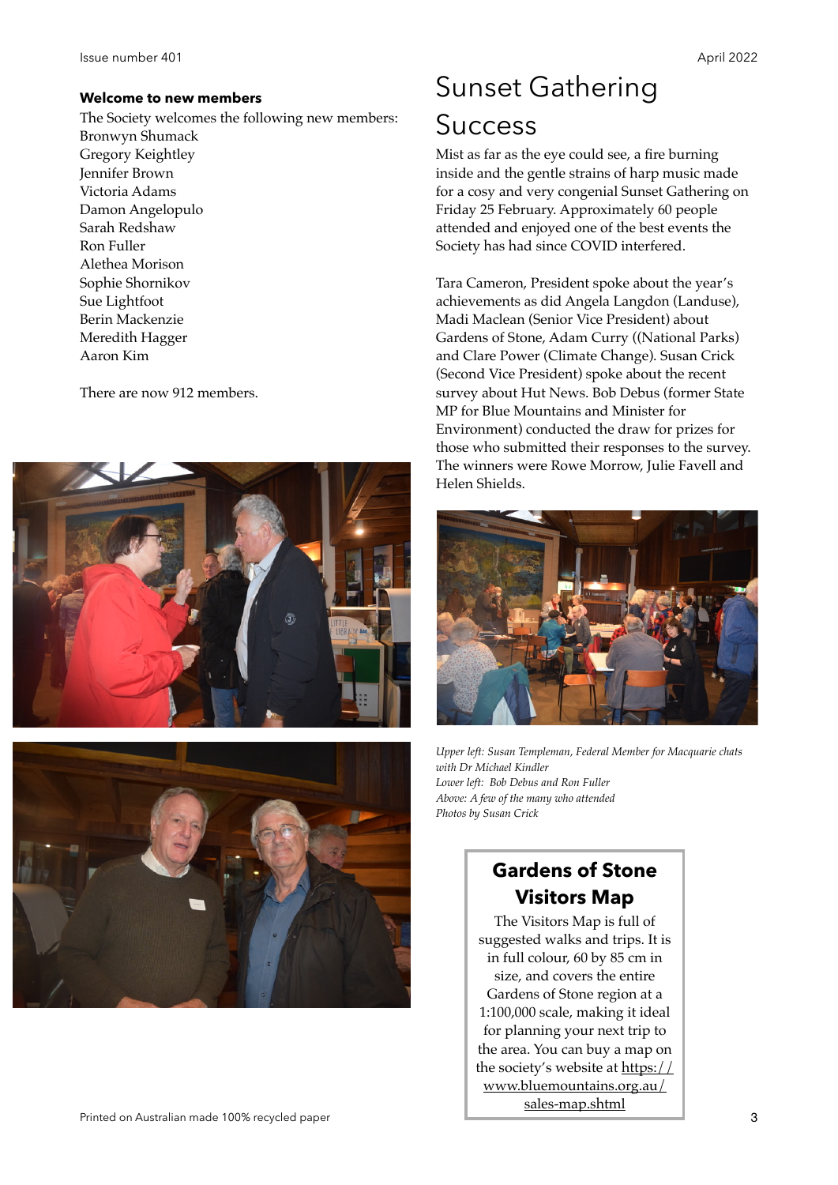**Welcome to new members**

The Society welcomes the following new members:
Bronwyn Shumack
Gregory Keightley
Jennifer Brown
Victoria Adams
Damon Angelopulo
Sarah Redshaw
Ron Fuller
Alethea Morison
Sophie Shornikov
Sue Lightfoot
Berin Mackenzie
Meredith Hagger
Aaron Kim

There are now 912 members.

# Sunset Gathering Success

Mist as far as the eye could see, a fire burning inside and the gentle strains of harp music made for a cosy and very congenial Sunset Gathering on Friday 25 February. Approximately 60 people attended and enjoyed one of the best events the Society has had since COVID interfered.

Tara Cameron, President spoke about the year's achievements as did Angela Langdon (Landuse), Madi Maclean (Senior Vice President) about Gardens of Stone, Adam Curry ((National Parks) and Clare Power (Climate Change). Susan Crick (Second Vice President) spoke about the recent survey about Hut News. Bob Debus (former State MP for Blue Mountains and Minister for Environment) conducted the draw for prizes for those who submitted their responses to the survey. The winners were Rowe Morrow, Julie Favell and Helen Shields.

*Upper left: Susan Templeman, Federal Member for Macquarie chats with Dr Michael Kindler*
*Lower left: Bob Debus and Ron Fuller*
*Above: A few of the many who attended*
*Photos by Susan Crick*

## Gardens of Stone Visitors Map

The Visitors Map is full of suggested walks and trips. It is in full colour, 60 by 85 cm in size, and covers the entire Gardens of Stone region at a 1:100,000 scale, making it ideal for planning your next trip to the area. You can buy a map on the society's website at https://www.bluemountains.org.au/sales-map.shtml

Printed on Australian made 100% recycled paper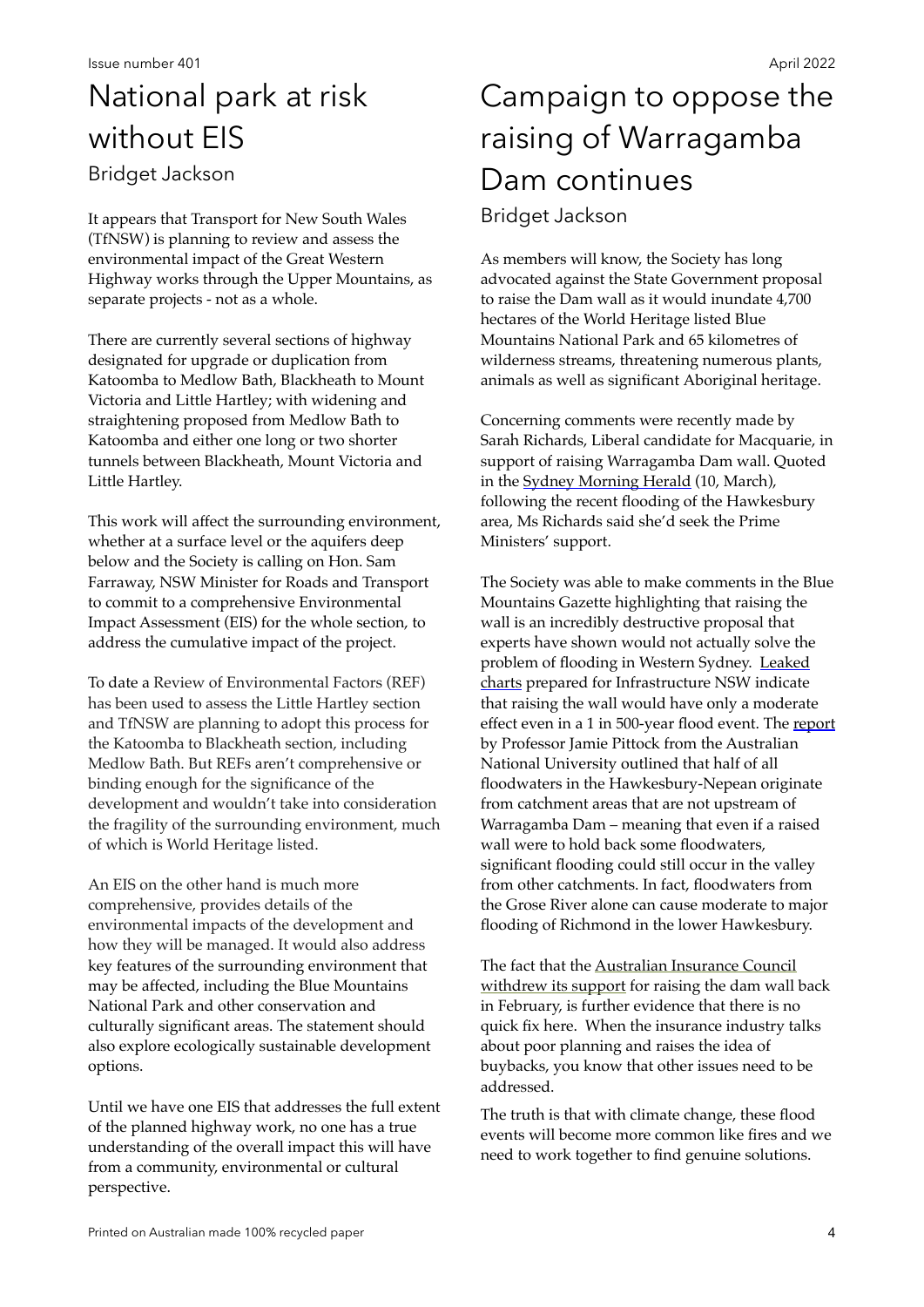# National park at risk without EIS

Bridget Jackson

It appears that Transport for New South Wales (TfNSW) is planning to review and assess the environmental impact of the Great Western Highway works through the Upper Mountains, as separate projects - not as a whole.

There are currently several sections of highway designated for upgrade or duplication from Katoomba to Medlow Bath, Blackheath to Mount Victoria and Little Hartley; with widening and straightening proposed from Medlow Bath to Katoomba and either one long or two shorter tunnels between Blackheath, Mount Victoria and Little Hartley.

This work will affect the surrounding environment, whether at a surface level or the aquifers deep below and the Society is calling on Hon. Sam Farraway, NSW Minister for Roads and Transport to commit to a comprehensive Environmental Impact Assessment (EIS) for the whole section, to address the cumulative impact of the project.

To date a Review of Environmental Factors (REF) has been used to assess the Little Hartley section and TfNSW are planning to adopt this process for the Katoomba to Blackheath section, including Medlow Bath. But REFs aren't comprehensive or binding enough for the significance of the development and wouldn't take into consideration the fragility of the surrounding environment, much of which is World Heritage listed.

An EIS on the other hand is much more comprehensive, provides details of the environmental impacts of the development and how they will be managed. It would also address key features of the surrounding environment that may be affected, including the Blue Mountains National Park and other conservation and culturally significant areas. The statement should also explore ecologically sustainable development options.

Until we have one EIS that addresses the full extent of the planned highway work, no one has a true understanding of the overall impact this will have from a community, environmental or cultural perspective.

# Campaign to oppose the raising of Warragamba Dam continues

Bridget Jackson

As members will know, the Society has long advocated against the State Government proposal to raise the Dam wall as it would inundate 4,700 hectares of the World Heritage listed Blue Mountains National Park and 65 kilometres of wilderness streams, threatening numerous plants, animals as well as significant Aboriginal heritage.

Concerning comments were recently made by Sarah Richards, Liberal candidate for Macquarie, in support of raising Warragamba Dam wall. Quoted in the Sydney Morning Herald (10, March), following the recent flooding of the Hawkesbury area, Ms Richards said she'd seek the Prime Ministers' support.

The Society was able to make comments in the Blue Mountains Gazette highlighting that raising the wall is an incredibly destructive proposal that experts have shown would not actually solve the problem of flooding in Western Sydney. Leaked charts prepared for Infrastructure NSW indicate that raising the wall would have only a moderate effect even in a 1 in 500-year flood event. The report by Professor Jamie Pittock from the Australian National University outlined that half of all floodwaters in the Hawkesbury-Nepean originate from catchment areas that are not upstream of Warragamba Dam – meaning that even if a raised wall were to hold back some floodwaters, significant flooding could still occur in the valley from other catchments. In fact, floodwaters from the Grose River alone can cause moderate to major flooding of Richmond in the lower Hawkesbury.

The fact that the Australian Insurance Council withdrew its support for raising the dam wall back in February, is further evidence that there is no quick fix here. When the insurance industry talks about poor planning and raises the idea of buybacks, you know that other issues need to be addressed.

The truth is that with climate change, these flood events will become more common like fires and we need to work together to find genuine solutions.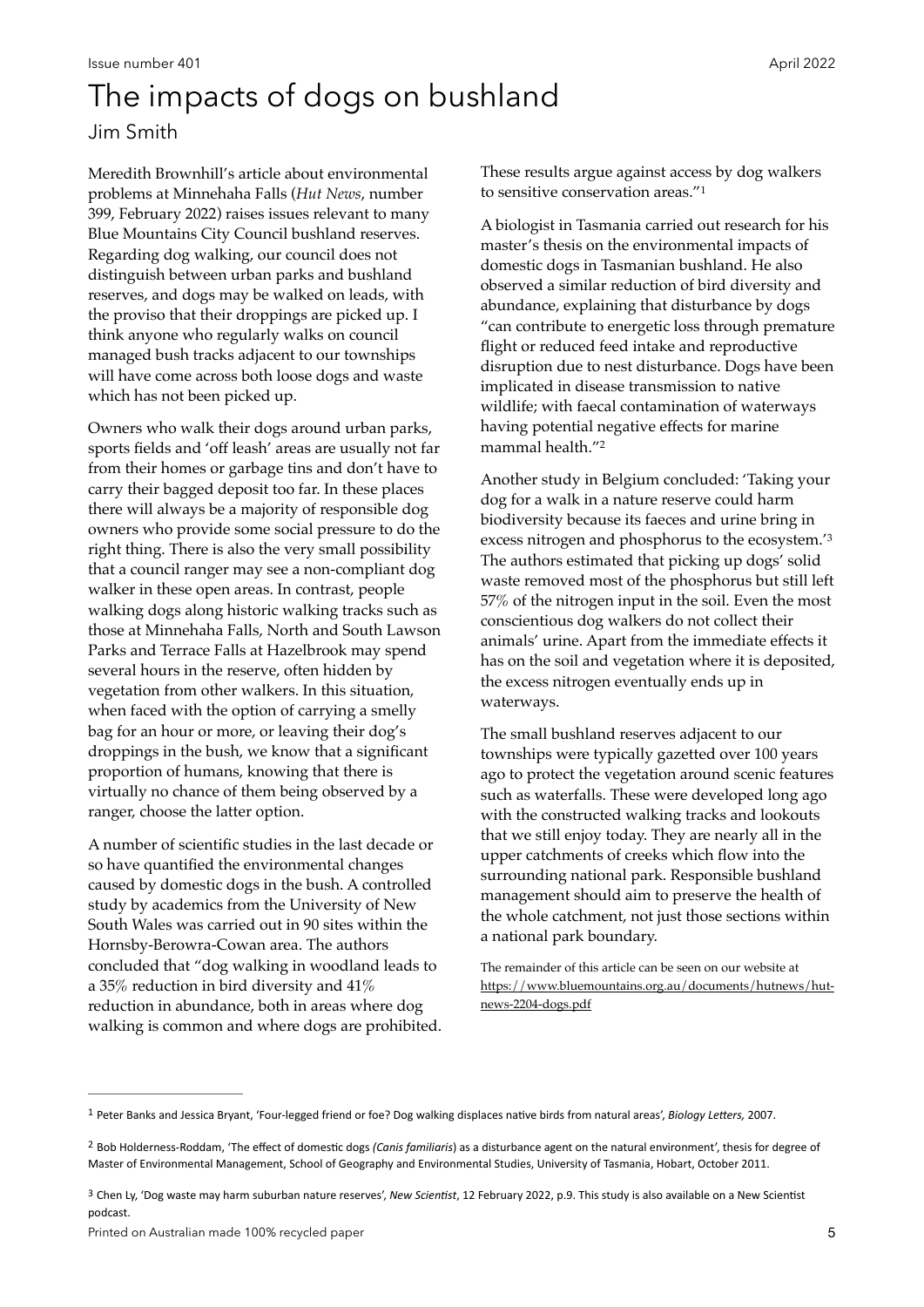# The impacts of dogs on bushland

Jim Smith

Meredith Brownhill's article about environmental problems at Minnehaha Falls (*Hut News*, number 399, February 2022) raises issues relevant to many Blue Mountains City Council bushland reserves. Regarding dog walking, our council does not distinguish between urban parks and bushland reserves, and dogs may be walked on leads, with the proviso that their droppings are picked up. I think anyone who regularly walks on council managed bush tracks adjacent to our townships will have come across both loose dogs and waste which has not been picked up.

Owners who walk their dogs around urban parks, sports fields and 'off leash' areas are usually not far from their homes or garbage tins and don't have to carry their bagged deposit too far. In these places there will always be a majority of responsible dog owners who provide some social pressure to do the right thing. There is also the very small possibility that a council ranger may see a non-compliant dog walker in these open areas. In contrast, people walking dogs along historic walking tracks such as those at Minnehaha Falls, North and South Lawson Parks and Terrace Falls at Hazelbrook may spend several hours in the reserve, often hidden by vegetation from other walkers. In this situation, when faced with the option of carrying a smelly bag for an hour or more, or leaving their dog's droppings in the bush, we know that a significant proportion of humans, knowing that there is virtually no chance of them being observed by a ranger, choose the latter option.

A number of scientific studies in the last decade or so have quantified the environmental changes caused by domestic dogs in the bush. A controlled study by academics from the University of New South Wales was carried out in 90 sites within the Hornsby-Berowra-Cowan area. The authors concluded that "dog walking in woodland leads to a 35% reduction in bird diversity and 41% reduction in abundance, both in areas where dog walking is common and where dogs are prohibited. These results argue against access by dog walkers to sensitive conservation areas."[1]

A biologist in Tasmania carried out research for his master's thesis on the environmental impacts of domestic dogs in Tasmanian bushland. He also observed a similar reduction of bird diversity and abundance, explaining that disturbance by dogs "can contribute to energetic loss through premature flight or reduced feed intake and reproductive disruption due to nest disturbance. Dogs have been implicated in disease transmission to native wildlife; with faecal contamination of waterways having potential negative effects for marine mammal health."[2]

Another study in Belgium concluded: 'Taking your dog for a walk in a nature reserve could harm biodiversity because its faeces and urine bring in excess nitrogen and phosphorus to the ecosystem.'[3] The authors estimated that picking up dogs' solid waste removed most of the phosphorus but still left 57% of the nitrogen input in the soil. Even the most conscientious dog walkers do not collect their animals' urine. Apart from the immediate effects it has on the soil and vegetation where it is deposited, the excess nitrogen eventually ends up in waterways.

The small bushland reserves adjacent to our townships were typically gazetted over 100 years ago to protect the vegetation around scenic features such as waterfalls. These were developed long ago with the constructed walking tracks and lookouts that we still enjoy today. They are nearly all in the upper catchments of creeks which flow into the surrounding national park. Responsible bushland management should aim to preserve the health of the whole catchment, not just those sections within a national park boundary.

The remainder of this article can be seen on our website at https://www.bluemountains.org.au/documents/hutnews/hut-news-2204-dogs.pdf

---

[1] Peter Banks and Jessica Bryant, 'Four-legged friend or foe? Dog walking displaces native birds from natural areas', *Biology Letters,* 2007.

[2] Bob Holderness-Roddam, 'The effect of domestic dogs *(Canis familiaris*) as a disturbance agent on the natural environment', thesis for degree of Master of Environmental Management, School of Geography and Environmental Studies, University of Tasmania, Hobart, October 2011.

[3] Chen Ly, 'Dog waste may harm suburban nature reserves', *New Scientist*, 12 February 2022, p.9. This study is also available on a New Scientist podcast.

Printed on Australian made 100% recycled paper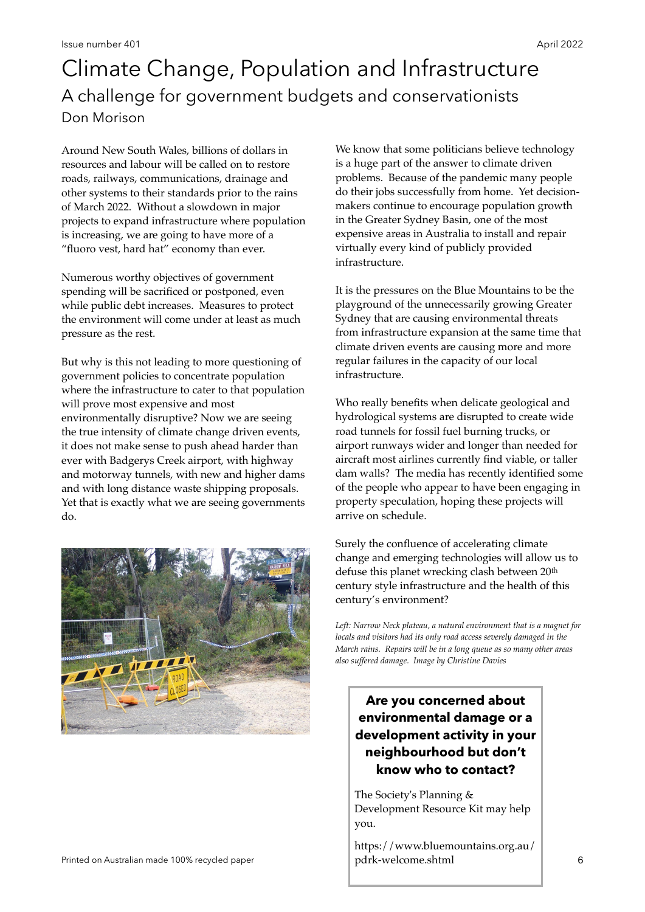# Climate Change, Population and Infrastructure

## A challenge for government budgets and conservationists

Don Morison

Around New South Wales, billions of dollars in resources and labour will be called on to restore roads, railways, communications, drainage and other systems to their standards prior to the rains of March 2022. Without a slowdown in major projects to expand infrastructure where population is increasing, we are going to have more of a "fluoro vest, hard hat" economy than ever.

Numerous worthy objectives of government spending will be sacrificed or postponed, even while public debt increases. Measures to protect the environment will come under at least as much pressure as the rest.

But why is this not leading to more questioning of government policies to concentrate population where the infrastructure to cater to that population will prove most expensive and most environmentally disruptive? Now we are seeing the true intensity of climate change driven events, it does not make sense to push ahead harder than ever with Badgerys Creek airport, with highway and motorway tunnels, with new and higher dams and with long distance waste shipping proposals. Yet that is exactly what we are seeing governments do.

We know that some politicians believe technology is a huge part of the answer to climate driven problems. Because of the pandemic many people do their jobs successfully from home. Yet decision-makers continue to encourage population growth in the Greater Sydney Basin, one of the most expensive areas in Australia to install and repair virtually every kind of publicly provided infrastructure.

It is the pressures on the Blue Mountains to be the playground of the unnecessarily growing Greater Sydney that are causing environmental threats from infrastructure expansion at the same time that climate driven events are causing more and more regular failures in the capacity of our local infrastructure.

Who really benefits when delicate geological and hydrological systems are disrupted to create wide road tunnels for fossil fuel burning trucks, or airport runways wider and longer than needed for aircraft most airlines currently find viable, or taller dam walls? The media has recently identified some of the people who appear to have been engaging in property speculation, hoping these projects will arrive on schedule.

Surely the confluence of accelerating climate change and emerging technologies will allow us to defuse this planet wrecking clash between 20th century style infrastructure and the health of this century's environment?

*Left: Narrow Neck plateau, a natural environment that is a magnet for locals and visitors had its only road access severely damaged in the March rains. Repairs will be in a long queue as so many other areas also suffered damage. Image by Christine Davies*

**Are you concerned about environmental damage or a development activity in your neighbourhood but don't know who to contact?**

The Society's Planning & Development Resource Kit may help you.

https://www.bluemountains.org.au/pdrk-welcome.shtml

Printed on Australian made 100% recycled paper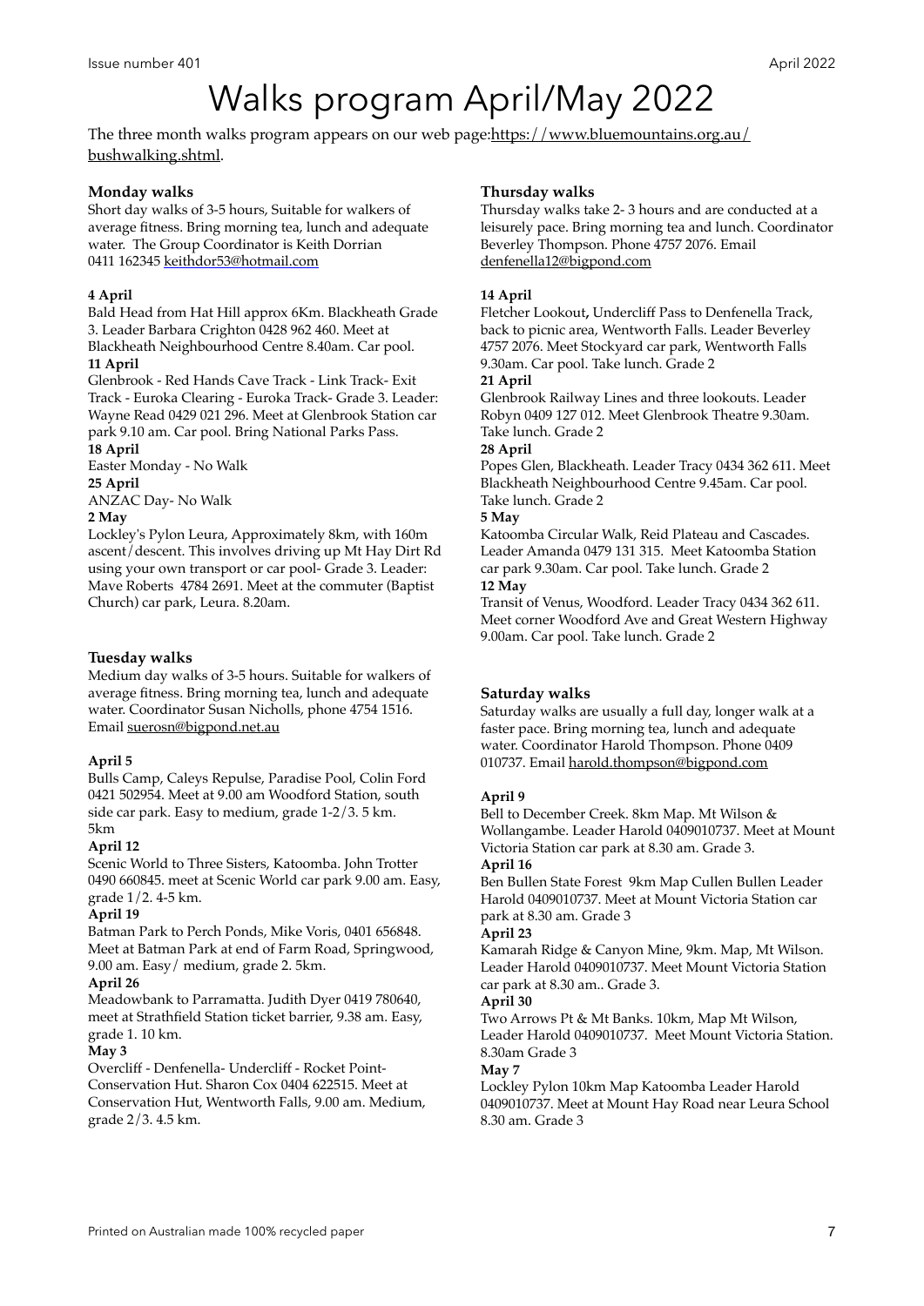# Walks program April/May 2022

The three month walks program appears on our web page:https://www.bluemountains.org.au/bushwalking.shtml.

### Monday walks

Short day walks of 3-5 hours, Suitable for walkers of average fitness. Bring morning tea, lunch and adequate water. The Group Coordinator is Keith Dorrian 0411 162345 keithdor53@hotmail.com

**4 April**
Bald Head from Hat Hill approx 6Km. Blackheath Grade 3. Leader Barbara Crighton 0428 962 460. Meet at Blackheath Neighbourhood Centre 8.40am. Car pool.

**11 April**
Glenbrook - Red Hands Cave Track - Link Track- Exit Track - Euroka Clearing - Euroka Track- Grade 3. Leader: Wayne Read 0429 021 296. Meet at Glenbrook Station car park 9.10 am. Car pool. Bring National Parks Pass.

**18 April**
Easter Monday - No Walk

**25 April**
ANZAC Day- No Walk

**2 May**
Lockley's Pylon Leura, Approximately 8km, with 160m ascent/descent. This involves driving up Mt Hay Dirt Rd using your own transport or car pool- Grade 3. Leader: Mave Roberts 4784 2691. Meet at the commuter (Baptist Church) car park, Leura. 8.20am.

### Tuesday walks

Medium day walks of 3-5 hours. Suitable for walkers of average fitness. Bring morning tea, lunch and adequate water. Coordinator Susan Nicholls, phone 4754 1516. Email suerosn@bigpond.net.au

**April 5**
Bulls Camp, Caleys Repulse, Paradise Pool, Colin Ford 0421 502954. Meet at 9.00 am Woodford Station, south side car park. Easy to medium, grade 1-2/3. 5 km. 5km

**April 12**
Scenic World to Three Sisters, Katoomba. John Trotter 0490 660845. meet at Scenic World car park 9.00 am. Easy, grade 1/2. 4-5 km.

**April 19**
Batman Park to Perch Ponds, Mike Voris, 0401 656848. Meet at Batman Park at end of Farm Road, Springwood, 9.00 am. Easy/ medium, grade 2. 5km.

**April 26**
Meadowbank to Parramatta. Judith Dyer 0419 780640, meet at Strathfield Station ticket barrier, 9.38 am. Easy, grade 1. 10 km.

**May 3**
Overcliff - Denfenella- Undercliff - Rocket Point- Conservation Hut. Sharon Cox 0404 622515. Meet at Conservation Hut, Wentworth Falls, 9.00 am. Medium, grade 2/3. 4.5 km.

### Thursday walks

Thursday walks take 2- 3 hours and are conducted at a leisurely pace. Bring morning tea and lunch. Coordinator Beverley Thompson. Phone 4757 2076. Email denfenella12@bigpond.com

**14 April**
Fletcher Lookout**,** Undercliff Pass to Denfenella Track, back to picnic area, Wentworth Falls. Leader Beverley 4757 2076. Meet Stockyard car park, Wentworth Falls 9.30am. Car pool. Take lunch. Grade 2

**21 April**
Glenbrook Railway Lines and three lookouts. Leader Robyn 0409 127 012. Meet Glenbrook Theatre 9.30am. Take lunch. Grade 2

**28 April**
Popes Glen, Blackheath. Leader Tracy 0434 362 611. Meet Blackheath Neighbourhood Centre 9.45am. Car pool. Take lunch. Grade 2

**5 May**
Katoomba Circular Walk, Reid Plateau and Cascades. Leader Amanda 0479 131 315. Meet Katoomba Station car park 9.30am. Car pool. Take lunch. Grade 2

**12 May**
Transit of Venus, Woodford. Leader Tracy 0434 362 611. Meet corner Woodford Ave and Great Western Highway 9.00am. Car pool. Take lunch. Grade 2

### Saturday walks

Saturday walks are usually a full day, longer walk at a faster pace. Bring morning tea, lunch and adequate water. Coordinator Harold Thompson. Phone 0409 010737. Email harold.thompson@bigpond.com

**April 9**
Bell to December Creek. 8km Map. Mt Wilson & Wollangambe. Leader Harold 0409010737. Meet at Mount Victoria Station car park at 8.30 am. Grade 3.

**April 16**
Ben Bullen State Forest 9km Map Cullen Bullen Leader Harold 0409010737. Meet at Mount Victoria Station car park at 8.30 am. Grade 3

**April 23**
Kamarah Ridge & Canyon Mine, 9km. Map, Mt Wilson. Leader Harold 0409010737. Meet Mount Victoria Station car park at 8.30 am.. Grade 3.

**April 30**
Two Arrows Pt & Mt Banks. 10km, Map Mt Wilson, Leader Harold 0409010737. Meet Mount Victoria Station. 8.30am Grade 3

**May 7**
Lockley Pylon 10km Map Katoomba Leader Harold 0409010737. Meet at Mount Hay Road near Leura School 8.30 am. Grade 3

Printed on Australian made 100% recycled paper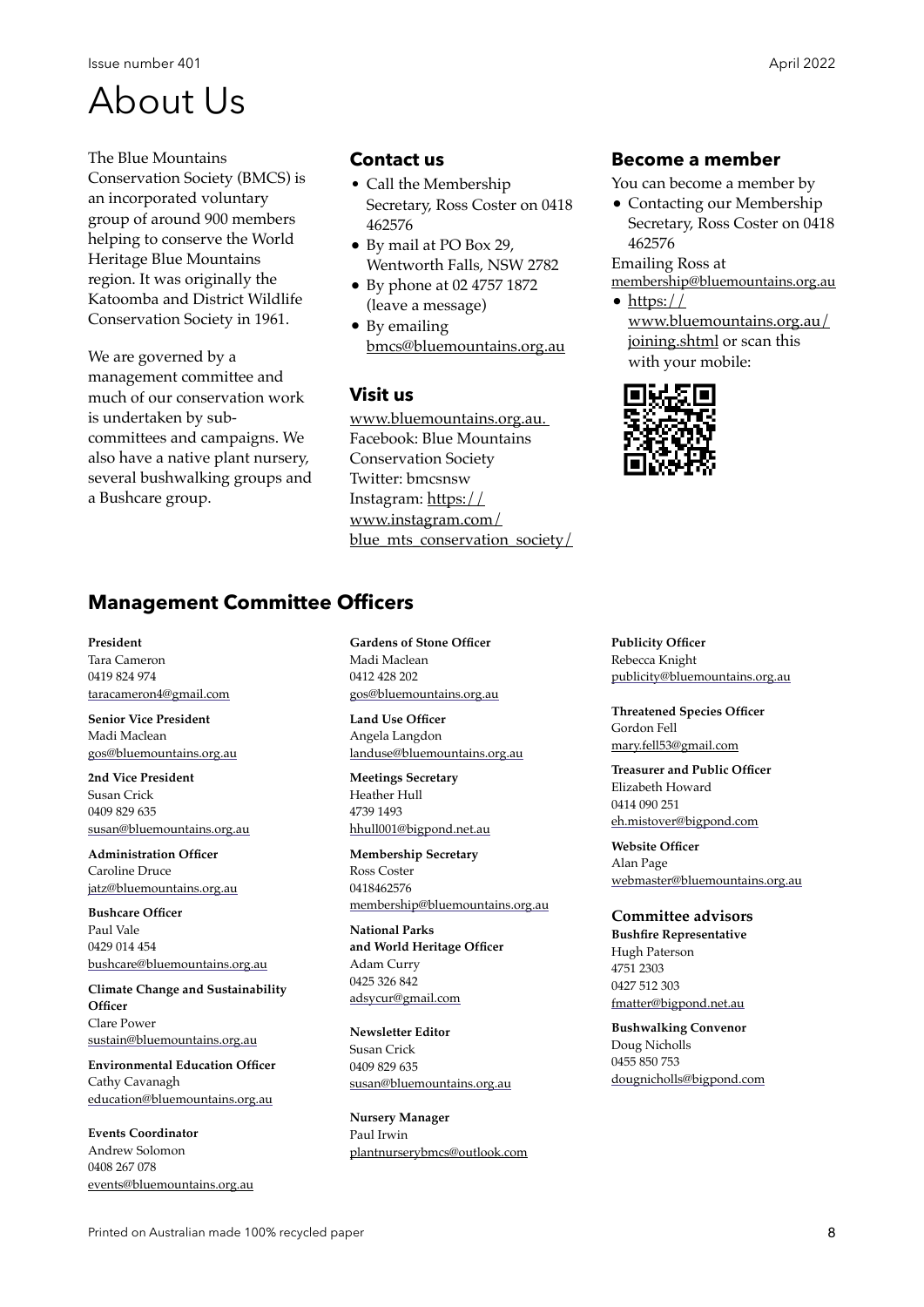# About Us

The Blue Mountains Conservation Society (BMCS) is an incorporated voluntary group of around 900 members helping to conserve the World Heritage Blue Mountains region. It was originally the Katoomba and District Wildlife Conservation Society in 1961.

We are governed by a management committee and much of our conservation work is undertaken by sub-committees and campaigns. We also have a native plant nursery, several bushwalking groups and a Bushcare group.

### Contact us

- Call the Membership Secretary, Ross Coster on 0418 462576
- By mail at PO Box 29, Wentworth Falls, NSW 2782
- By phone at 02 4757 1872 (leave a message)
- By emailing bmcs@bluemountains.org.au

### Visit us

www.bluemountains.org.au.
Facebook: Blue Mountains Conservation Society
Twitter: bmcsnsw
Instagram: https://www.instagram.com/blue_mts_conservation_society/

### Become a member

You can become a member by

- Contacting our Membership Secretary, Ross Coster on 0418 462576

Emailing Ross at membership@bluemountains.org.au

- https://www.bluemountains.org.au/joining.shtml or scan this with your mobile:

## Management Committee Officers

**President**
Tara Cameron
0419 824 974
taracameron4@gmail.com

**Senior Vice President**
Madi Maclean
gos@bluemountains.org.au

**2nd Vice President**
Susan Crick
0409 829 635
susan@bluemountains.org.au

**Administration Officer**
Caroline Druce
jatz@bluemountains.org.au

**Bushcare Officer**
Paul Vale
0429 014 454
bushcare@bluemountains.org.au

**Climate Change and Sustainability Officer**
Clare Power
sustain@bluemountains.org.au

**Environmental Education Officer**
Cathy Cavanagh
education@bluemountains.org.au

**Events Coordinator**
Andrew Solomon
0408 267 078
events@bluemountains.org.au

**Gardens of Stone Officer**
Madi Maclean
0412 428 202
gos@bluemountains.org.au

**Land Use Officer**
Angela Langdon
landuse@bluemountains.org.au

**Meetings Secretary**
Heather Hull
4739 1493
hhull001@bigpond.net.au

**Membership Secretary**
Ross Coster
0418462576
membership@bluemountains.org.au

**National Parks and World Heritage Officer**
Adam Curry
0425 326 842
adsycur@gmail.com

**Newsletter Editor**
Susan Crick
0409 829 635
susan@bluemountains.org.au

**Nursery Manager**
Paul Irwin
plantnurserybmcs@outlook.com

**Publicity Officer**
Rebecca Knight
publicity@bluemountains.org.au

**Threatened Species Officer**
Gordon Fell
mary.fell53@gmail.com

**Treasurer and Public Officer**
Elizabeth Howard
0414 090 251
eh.mistover@bigpond.com

**Website Officer**
Alan Page
webmaster@bluemountains.org.au

### Committee advisors

**Bushfire Representative**
Hugh Paterson
4751 2303
0427 512 303
fmatter@bigpond.net.au

**Bushwalking Convenor**
Doug Nicholls
0455 850 753
dougnicholls@bigpond.com

Printed on Australian made 100% recycled paper